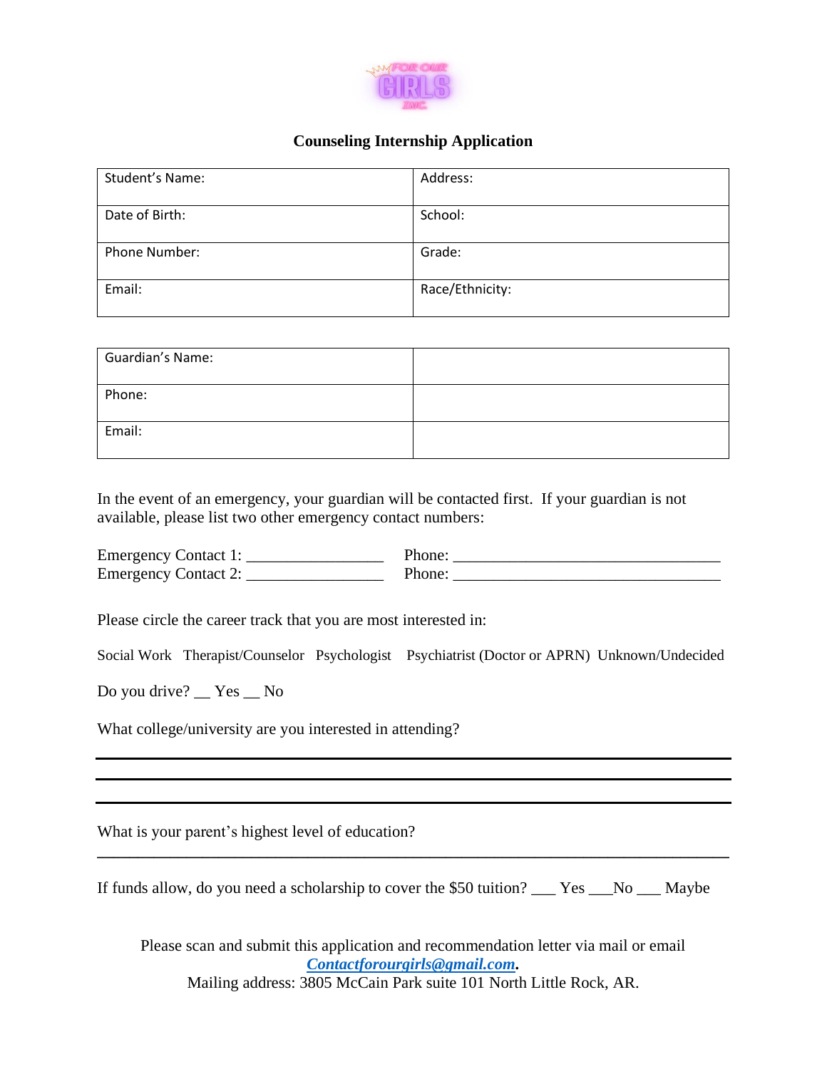FOR OUR GIRLS INC.

## Counseling Internship Application

| Student's Name: | Address: |
|---|---|
| Date of Birth: | School: |
| Phone Number: | Grade: |
| Email: | Race/Ethnicity: |

| Guardian's Name: | |
|---|---|
| Phone: | |
| Email: | |

In the event of an emergency, your guardian will be contacted first. If your guardian is not available, please list two other emergency contact numbers:

Emergency Contact 1: _________________ Phone: _________________________________
Emergency Contact 2: _________________ Phone: _________________________________

Please circle the career track that you are most interested in:

Social Work   Therapist/Counselor   Psychologist   Psychiatrist (Doctor or APRN)   Unknown/Undecided

Do you drive? __ Yes __ No

What college/university are you interested in attending?

_______________________________________________________________________________

_______________________________________________________________________________

_______________________________________________________________________________

What is your parent's highest level of education?

_______________________________________________________________________________

If funds allow, do you need a scholarship to cover the $50 tuition? ___ Yes ___No ___ Maybe

Please scan and submit this application and recommendation letter via mail or email ***Contactforourgirls@gmail.com*.**
Mailing address: 3805 McCain Park suite 101 North Little Rock, AR.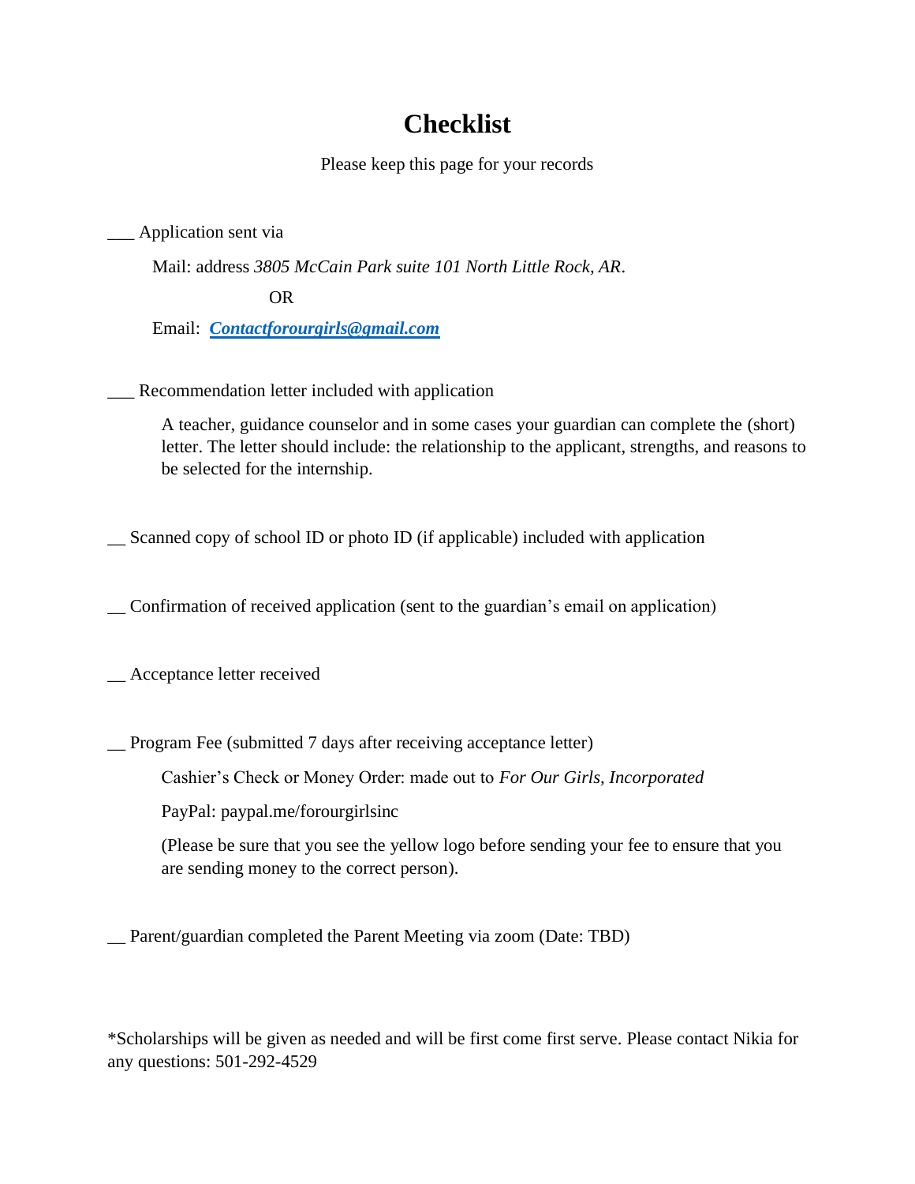# Checklist

Please keep this page for your records

___ Application sent via

Mail: address *3805 McCain Park suite 101 North Little Rock, AR*.

OR

Email: ***Contactforourgirls@gmail.com***

___ Recommendation letter included with application

A teacher, guidance counselor and in some cases your guardian can complete the (short) letter. The letter should include: the relationship to the applicant, strengths, and reasons to be selected for the internship.

__ Scanned copy of school ID or photo ID (if applicable) included with application

__ Confirmation of received application (sent to the guardian's email on application)

__ Acceptance letter received

__ Program Fee (submitted 7 days after receiving acceptance letter)

Cashier's Check or Money Order: made out to *For Our Girls, Incorporated*

PayPal: paypal.me/forourgirlsinc

(Please be sure that you see the yellow logo before sending your fee to ensure that you are sending money to the correct person).

__ Parent/guardian completed the Parent Meeting via zoom (Date: TBD)

*Scholarships will be given as needed and will be first come first serve. Please contact Nikia for any questions: 501-292-4529